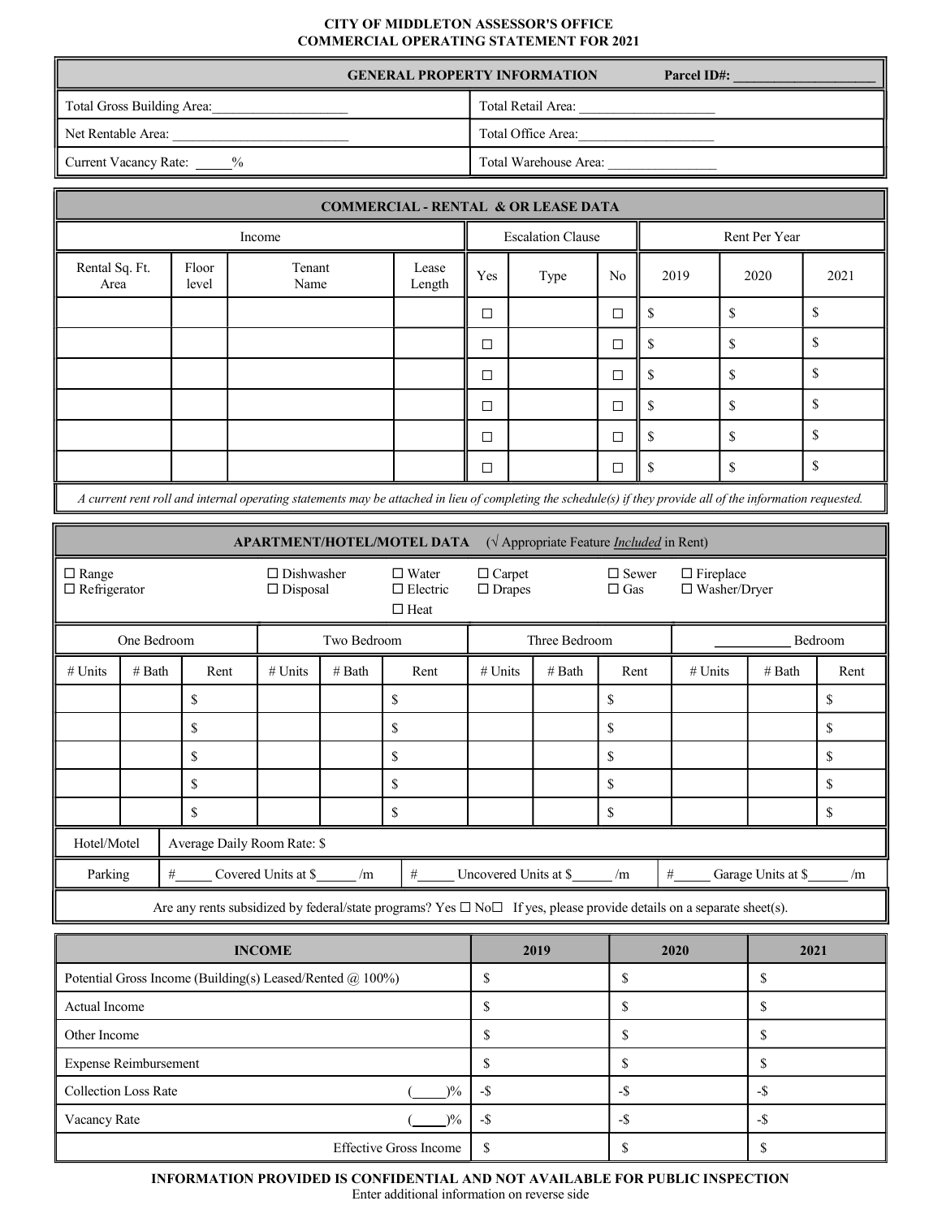**CITY OF MIDDLETON ASSESSOR'S OFFICE**
**COMMERCIAL OPERATING STATEMENT FOR 2021**

| **GENERAL PROPERTY INFORMATION** | **Parcel ID#: ____________________** |
|---|---|
| Total Gross Building Area:__________________ | Total Retail Area: __________________ |
| Net Rentable Area: ______________________ | Total Office Area:__________________ |
| Current Vacancy Rate: _____% | Total Warehouse Area: _______________ |

**COMMERCIAL - RENTAL & OR LEASE DATA**

| Income | | | | Escalation Clause | | | Rent Per Year | | |
|---|---|---|---|---|---|---|---|---|---|
| Rental Sq. Ft. Area | Floor level | Tenant Name | Lease Length | Yes | Type | No | 2019 | 2020 | 2021 |
| | | | | ☐ | | ☐ | $ | $ | $ |
| | | | | ☐ | | ☐ | $ | $ | $ |
| | | | | ☐ | | ☐ | $ | $ | $ |
| | | | | ☐ | | ☐ | $ | $ | $ |
| | | | | ☐ | | ☐ | $ | $ | $ |
| | | | | ☐ | | ☐ | $ | $ | $ |

*A current rent roll and internal operating statements may be attached in lieu of completing the schedule(s) if they provide all of the information requested.*

**APARTMENT/HOTEL/MOTEL DATA** (√ Appropriate Feature *Included* in Rent)

☐ Range ☐ Refrigerator ☐ Dishwasher ☐ Disposal ☐ Water ☐ Electric ☐ Heat ☐ Carpet ☐ Drapes ☐ Sewer ☐ Gas ☐ Fireplace ☐ Washer/Dryer

| One Bedroom | | | Two Bedroom | | | Three Bedroom | | | ________ Bedroom | | |
|---|---|---|---|---|---|---|---|---|---|---|---|
| # Units | # Bath | Rent | # Units | # Bath | Rent | # Units | # Bath | Rent | # Units | # Bath | Rent |
| | | $ | | | $ | | | $ | | | $ |
| | | $ | | | $ | | | $ | | | $ |
| | | $ | | | $ | | | $ | | | $ |
| | | $ | | | $ | | | $ | | | $ |
| | | $ | | | $ | | | $ | | | $ |

Hotel/Motel: Average Daily Room Rate: $

Parking: #_____ Covered Units at $______ /m #_____ Uncovered Units at $______ /m #_____ Garage Units at $______ /m

Are any rents subsidized by federal/state programs? Yes ☐ No☐ If yes, please provide details on a separate sheet(s).

| **INCOME** | **2019** | **2020** | **2021** |
|---|---|---|---|
| Potential Gross Income (Building(s) Leased/Rented @ 100%) | $ | $ | $ |
| Actual Income | $ | $ | $ |
| Other Income | $ | $ | $ |
| Expense Reimbursement | $ | $ | $ |
| Collection Loss Rate (_____)% | -$ | -$ | -$ |
| Vacancy Rate (_____)% | -$ | -$ | -$ |
| Effective Gross Income | $ | $ | $ |

**INFORMATION PROVIDED IS CONFIDENTIAL AND NOT AVAILABLE FOR PUBLIC INSPECTION**
Enter additional information on reverse side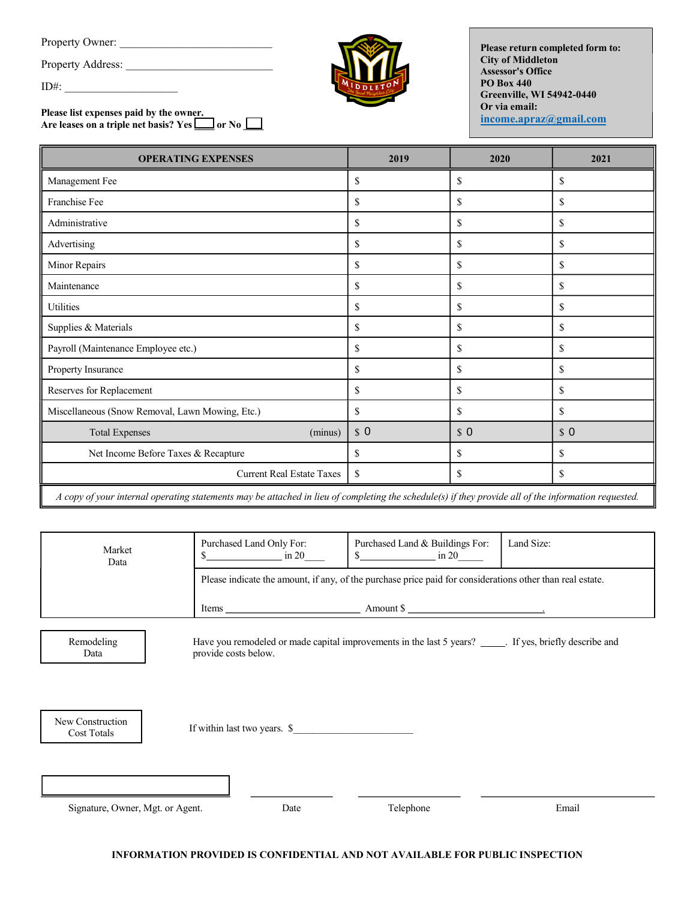Property Owner: ___________________________

Property Address: __________________________

ID#: ____________________

**Please list expenses paid by the owner.**
**Are leases on a triple net basis? Yes ___ or No ___**

**Please return completed form to:**
**City of Middleton**
**Assessor's Office**
**PO Box 440**
**Greenville, WI 54942-0440**
**Or via email:**
**income.apraz@gmail.com**

| OPERATING EXPENSES | 2019 | 2020 | 2021 |
|---|---|---|---|
| Management Fee | $ | $ | $ |
| Franchise Fee | $ | $ | $ |
| Administrative | $ | $ | $ |
| Advertising | $ | $ | $ |
| Minor Repairs | $ | $ | $ |
| Maintenance | $ | $ | $ |
| Utilities | $ | $ | $ |
| Supplies & Materials | $ | $ | $ |
| Payroll (Maintenance Employee etc.) | $ | $ | $ |
| Property Insurance | $ | $ | $ |
| Reserves for Replacement | $ | $ | $ |
| Miscellaneous (Snow Removal, Lawn Mowing, Etc.) | $ | $ | $ |
| Total Expenses (minus) | $ 0 | $ 0 | $ 0 |
| Net Income Before Taxes & Recapture | $ | $ | $ |
| Current Real Estate Taxes | $ | $ | $ |

*A copy of your internal operating statements may be attached in lieu of completing the schedule(s) if they provide all of the information requested.*

| | | | |
|---|---|---|---|
| Market Data | Purchased Land Only For: $______________ in 20____ | Purchased Land & Buildings For: $______________ in 20_____ | Land Size: |
| | Please indicate the amount, if any, of the purchase price paid for considerations other than real estate. Items __________________________ Amount $ __________________________. | | |

**Remodeling Data**

Have you remodeled or made capital improvements in the last 5 years? _____. If yes, briefly describe and provide costs below.

**New Construction Cost Totals**

If within last two years. $_______________________

Signature, Owner, Mgt. or Agent. ____________ Date ____________ Telephone ____________ Email ____________

**INFORMATION PROVIDED IS CONFIDENTIAL AND NOT AVAILABLE FOR PUBLIC INSPECTION**